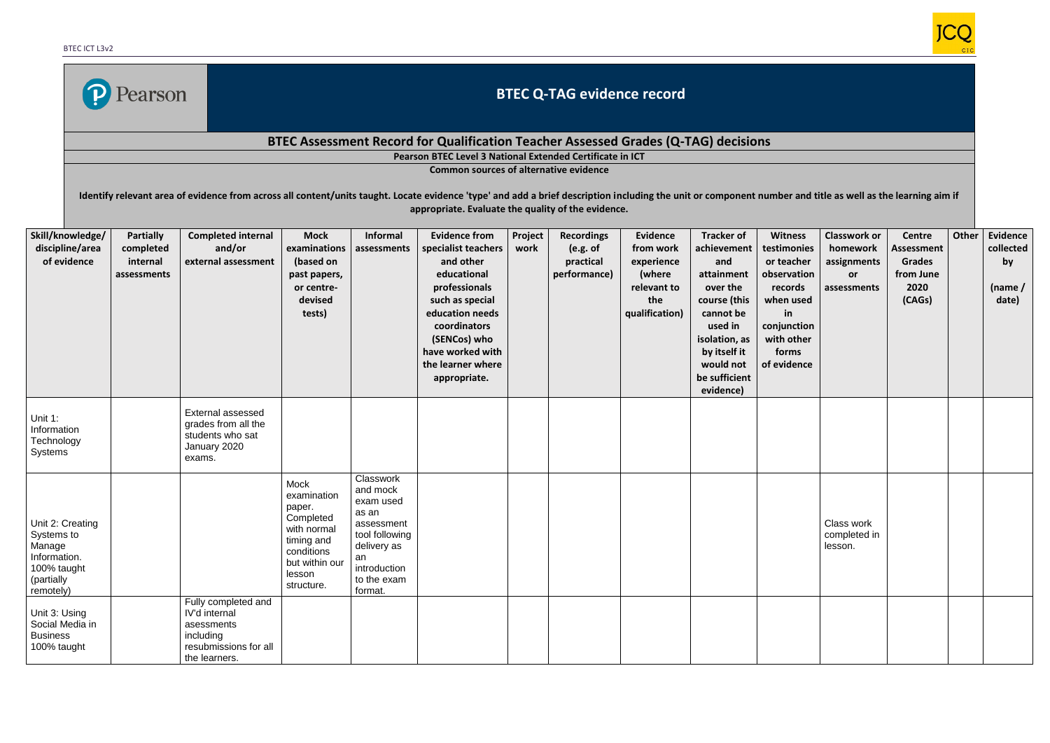# BTEC Q-TAG evidence record

## BTEC Assessment Record for Qualification Teacher Assessed Grades (Q-TAG) decisions

**Pearson BTEC Level 3 National Extended Certificate in ICT**

**Common sources of alternative evidence**

**Identify relevant area of evidence from across all content/units taught. Locate evidence 'type' and add a brief description including the unit or component number and title as well as the learning aim if appropriate. Evaluate the quality of the evidence.**

| Skill/knowledge/ discipline/area of evidence | Partially completed internal assessments | Completed internal and/or external assessment | Mock examinations (based on past papers, or centre-devised tests) | Informal assessments | Evidence from specialist teachers and other educational professionals such as special education needs coordinators (SENCos) who have worked with the learner where appropriate. | Project work | Recordings (e.g. of practical performance) | Evidence from work experience (where relevant to the qualification) | Tracker of achievement and attainment over the course (this cannot be used in isolation, as by itself it would not be sufficient evidence) | Witness testimonies or teacher observation records when used in conjunction with other forms of evidence | Classwork or homework assignments or assessments | Centre Assessment Grades from June 2020 (CAGs) | Other | Evidence collected by (name / date) |
|---|---|---|---|---|---|---|---|---|---|---|---|---|---|---|
| Unit 1: Information Technology Systems | | External assessed grades from all the students who sat January 2020 exams. | | | | | | | | | | | | |
| Unit 2: Creating Systems to Manage Information. 100% taught (partially remotely) | | | Mock examination paper. Completed with normal timing and conditions but within our lesson structure. | Classwork and mock exam used as an assessment tool following delivery as an introduction to the exam format. | | | | | | | Class work completed in lesson. | | | |
| Unit 3: Using Social Media in Business 100% taught | | Fully completed and IV'd internal asessments including resubmissions for all the learners. | | | | | | | | | | | | |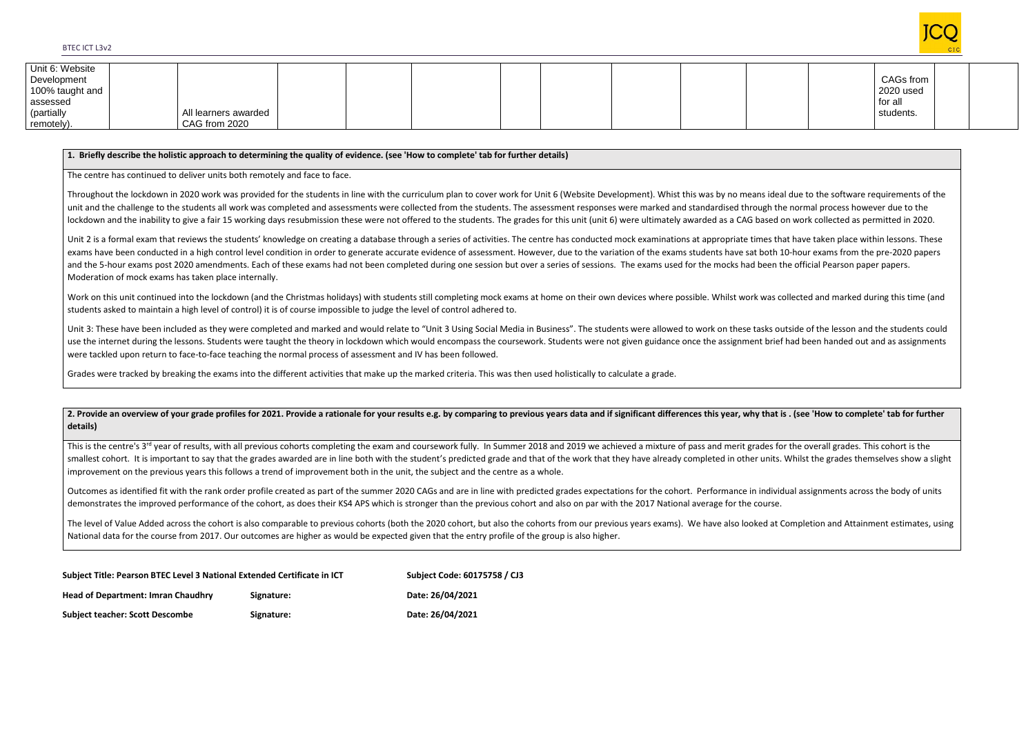| | | | | | | | | | | | | | | |
|---|---|---|---|---|---|---|---|---|---|---|---|---|---|---|
| Unit 6: Website Development 100% taught and assessed (partially remotely). | | All learners awarded CAG from 2020 | | | | | | | | | | CAGs from 2020 used for all students. | | |

**1. Briefly describe the holistic approach to determining the quality of evidence. (see 'How to complete' tab for further details)**

The centre has continued to deliver units both remotely and face to face.

Throughout the lockdown in 2020 work was provided for the students in line with the curriculum plan to cover work for Unit 6 (Website Development). Whist this was by no means ideal due to the software requirements of the unit and the challenge to the students all work was completed and assessments were collected from the students. The assessment responses were marked and standardised through the normal process however due to the lockdown and the inability to give a fair 15 working days resubmission these were not offered to the students. The grades for this unit (unit 6) were ultimately awarded as a CAG based on work collected as permitted in 2020.

Unit 2 is a formal exam that reviews the students' knowledge on creating a database through a series of activities. The centre has conducted mock examinations at appropriate times that have taken place within lessons. These exams have been conducted in a high control level condition in order to generate accurate evidence of assessment. However, due to the variation of the exams students have sat both 10-hour exams from the pre-2020 papers and the 5-hour exams post 2020 amendments. Each of these exams had not been completed during one session but over a series of sessions. The exams used for the mocks had been the official Pearson paper papers. Moderation of mock exams has taken place internally.

Work on this unit continued into the lockdown (and the Christmas holidays) with students still completing mock exams at home on their own devices where possible. Whilst work was collected and marked during this time (and students asked to maintain a high level of control) it is of course impossible to judge the level of control adhered to.

Unit 3: These have been included as they were completed and marked and would relate to "Unit 3 Using Social Media in Business". The students were allowed to work on these tasks outside of the lesson and the students could use the internet during the lessons. Students were taught the theory in lockdown which would encompass the coursework. Students were not given guidance once the assignment brief had been handed out and as assignments were tackled upon return to face-to-face teaching the normal process of assessment and IV has been followed.

Grades were tracked by breaking the exams into the different activities that make up the marked criteria. This was then used holistically to calculate a grade.

**2. Provide an overview of your grade profiles for 2021. Provide a rationale for your results e.g. by comparing to previous years data and if significant differences this year, why that is . (see 'How to complete' tab for further details)**

This is the centre's 3rd year of results, with all previous cohorts completing the exam and coursework fully. In Summer 2018 and 2019 we achieved a mixture of pass and merit grades for the overall grades. This cohort is the smallest cohort. It is important to say that the grades awarded are in line both with the student's predicted grade and that of the work that they have already completed in other units. Whilst the grades themselves show a slight improvement on the previous years this follows a trend of improvement both in the unit, the subject and the centre as a whole.

Outcomes as identified fit with the rank order profile created as part of the summer 2020 CAGs and are in line with predicted grades expectations for the cohort. Performance in individual assignments across the body of units demonstrates the improved performance of the cohort, as does their KS4 APS which is stronger than the previous cohort and also on par with the 2017 National average for the course.

The level of Value Added across the cohort is also comparable to previous cohorts (both the 2020 cohort, but also the cohorts from our previous years exams). We have also looked at Completion and Attainment estimates, using National data for the course from 2017. Our outcomes are higher as would be expected given that the entry profile of the group is also higher.

**Subject Title: Pearson BTEC Level 3 National Extended Certificate in ICT** **Subject Code: 60175758 / CJ3**

**Head of Department: Imran Chaudhry** **Signature:** **Date: 26/04/2021**

**Subject teacher: Scott Descombe** **Signature:** **Date: 26/04/2021**